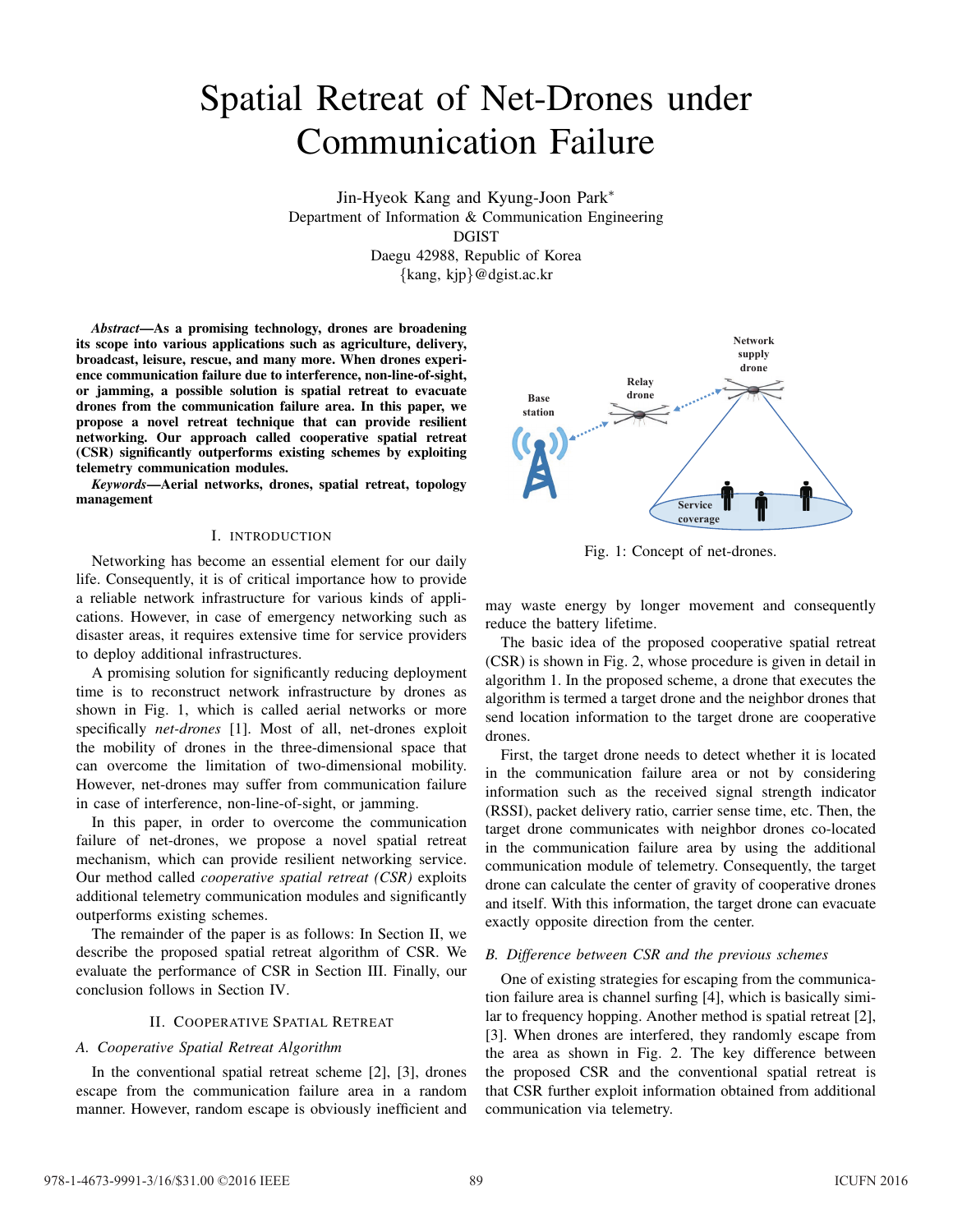# Spatial Retreat of Net-Drones under Communication Failure

Jin-Hyeok Kang and Kyung-Joon Park*
Department of Information & Communication Engineering
DGIST
Daegu 42988, Republic of Korea
{kang, kjp}@dgist.ac.kr

***Abstract*—As a promising technology, drones are broadening its scope into various applications such as agriculture, delivery, broadcast, leisure, rescue, and many more. When drones experience communication failure due to interference, non-line-of-sight, or jamming, a possible solution is spatial retreat to evacuate drones from the communication failure area. In this paper, we propose a novel retreat technique that can provide resilient networking. Our approach called cooperative spatial retreat (CSR) significantly outperforms existing schemes by exploiting telemetry communication modules.**

***Keywords*—Aerial networks, drones, spatial retreat, topology management**

## I. Introduction

Networking has become an essential element for our daily life. Consequently, it is of critical importance how to provide a reliable network infrastructure for various kinds of applications. However, in case of emergency networking such as disaster areas, it requires extensive time for service providers to deploy additional infrastructures.

A promising solution for significantly reducing deployment time is to reconstruct network infrastructure by drones as shown in Fig. 1, which is called aerial networks or more specifically *net-drones* [1]. Most of all, net-drones exploit the mobility of drones in the three-dimensional space that can overcome the limitation of two-dimensional mobility. However, net-drones may suffer from communication failure in case of interference, non-line-of-sight, or jamming.

In this paper, in order to overcome the communication failure of net-drones, we propose a novel spatial retreat mechanism, which can provide resilient networking service. Our method called *cooperative spatial retreat (CSR)* exploits additional telemetry communication modules and significantly outperforms existing schemes.

The remainder of the paper is as follows: In Section II, we describe the proposed spatial retreat algorithm of CSR. We evaluate the performance of CSR in Section III. Finally, our conclusion follows in Section IV.

## II. Cooperative Spatial Retreat

### A. Cooperative Spatial Retreat Algorithm

In the conventional spatial retreat scheme [2], [3], drones escape from the communication failure area in a random manner. However, random escape is obviously inefficient and may waste energy by longer movement and consequently reduce the battery lifetime.

Base station

Relay drone

Network supply drone

Service coverage

Fig. 1: Concept of net-drones.

The basic idea of the proposed cooperative spatial retreat (CSR) is shown in Fig. 2, whose procedure is given in detail in algorithm 1. In the proposed scheme, a drone that executes the algorithm is termed a target drone and the neighbor drones that send location information to the target drone are cooperative drones.

First, the target drone needs to detect whether it is located in the communication failure area or not by considering information such as the received signal strength indicator (RSSI), packet delivery ratio, carrier sense time, etc. Then, the target drone communicates with neighbor drones co-located in the communication failure area by using the additional communication module of telemetry. Consequently, the target drone can calculate the center of gravity of cooperative drones and itself. With this information, the target drone can evacuate exactly opposite direction from the center.

### B. Difference between CSR and the previous schemes

One of existing strategies for escaping from the communication failure area is channel surfing [4], which is basically similar to frequency hopping. Another method is spatial retreat [2], [3]. When drones are interfered, they randomly escape from the area as shown in Fig. 2. The key difference between the proposed CSR and the conventional spatial retreat is that CSR further exploit information obtained from additional communication via telemetry.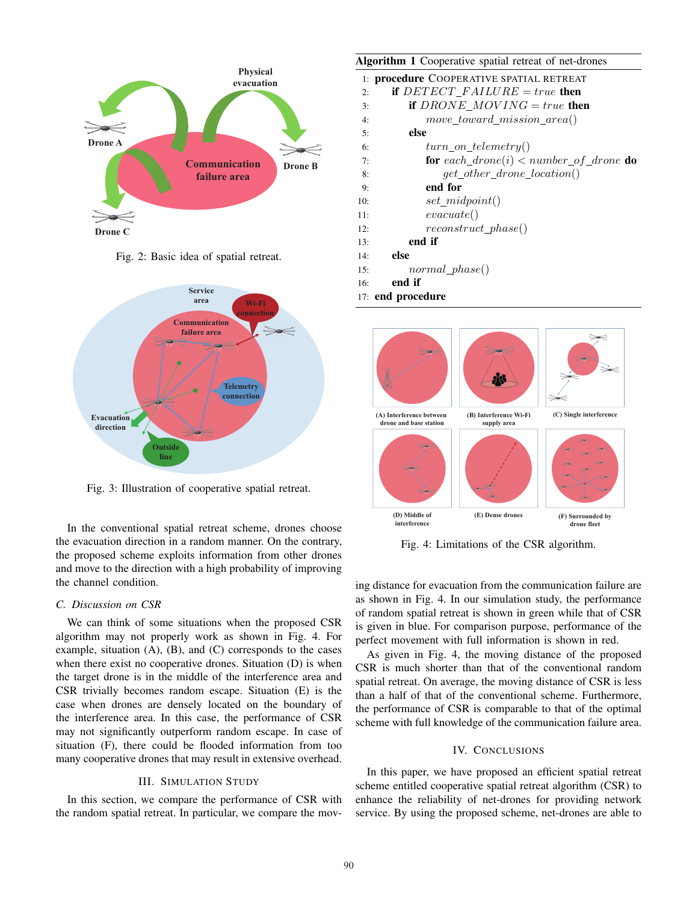Fig. 2: Basic idea of spatial retreat.

Fig. 3: Illustration of cooperative spatial retreat.

In the conventional spatial retreat scheme, drones choose the evacuation direction in a random manner. On the contrary, the proposed scheme exploits information from other drones and move to the direction with a high probability of improving the channel condition.

### C. Discussion on CSR

We can think of some situations when the proposed CSR algorithm may not properly work as shown in Fig. 4. For example, situation (A), (B), and (C) corresponds to the cases when there exist no cooperative drones. Situation (D) is when the target drone is in the middle of the interference area and CSR trivially becomes random escape. Situation (E) is the case when drones are densely located on the boundary of the interference area. In this case, the performance of CSR may not significantly outperform random escape. In case of situation (F), there could be flooded information from too many cooperative drones that may result in extensive overhead.

## III. Simulation Study

In this section, we compare the performance of CSR with the random spatial retreat. In particular, we compare the moving distance for evacuation from the communication failure are as shown in Fig. 4. In our simulation study, the performance of random spatial retreat is shown in green while that of CSR is given in blue. For comparison purpose, performance of the perfect movement with full information is shown in red.

As given in Fig. 4, the moving distance of the proposed CSR is much shorter than that of the conventional random spatial retreat. On average, the moving distance of CSR is less than a half of that of the conventional scheme. Furthermore, the performance of CSR is comparable to that of the optimal scheme with full knowledge of the communication failure area.

**Algorithm 1** Cooperative spatial retreat of net-drones

```
1:  procedure COOPERATIVE SPATIAL RETREAT
2:      if DETECT_FAILURE = true then
3:          if DRONE_MOVING = true then
4:              move_toward_mission_area()
5:          else
6:              turn_on_telemetry()
7:              for each_drone(i) < number_of_drone do
8:                  get_other_drone_location()
9:              end for
10:             set_midpoint()
11:             evacuate()
12:             reconstruct_phase()
13:         end if
14:     else
15:         normal_phase()
16:     end if
17: end procedure
```

Fig. 4: Limitations of the CSR algorithm.

## IV. Conclusions

In this paper, we have proposed an efficient spatial retreat scheme entitled cooperative spatial retreat algorithm (CSR) to enhance the reliability of net-drones for providing network service. By using the proposed scheme, net-drones are able to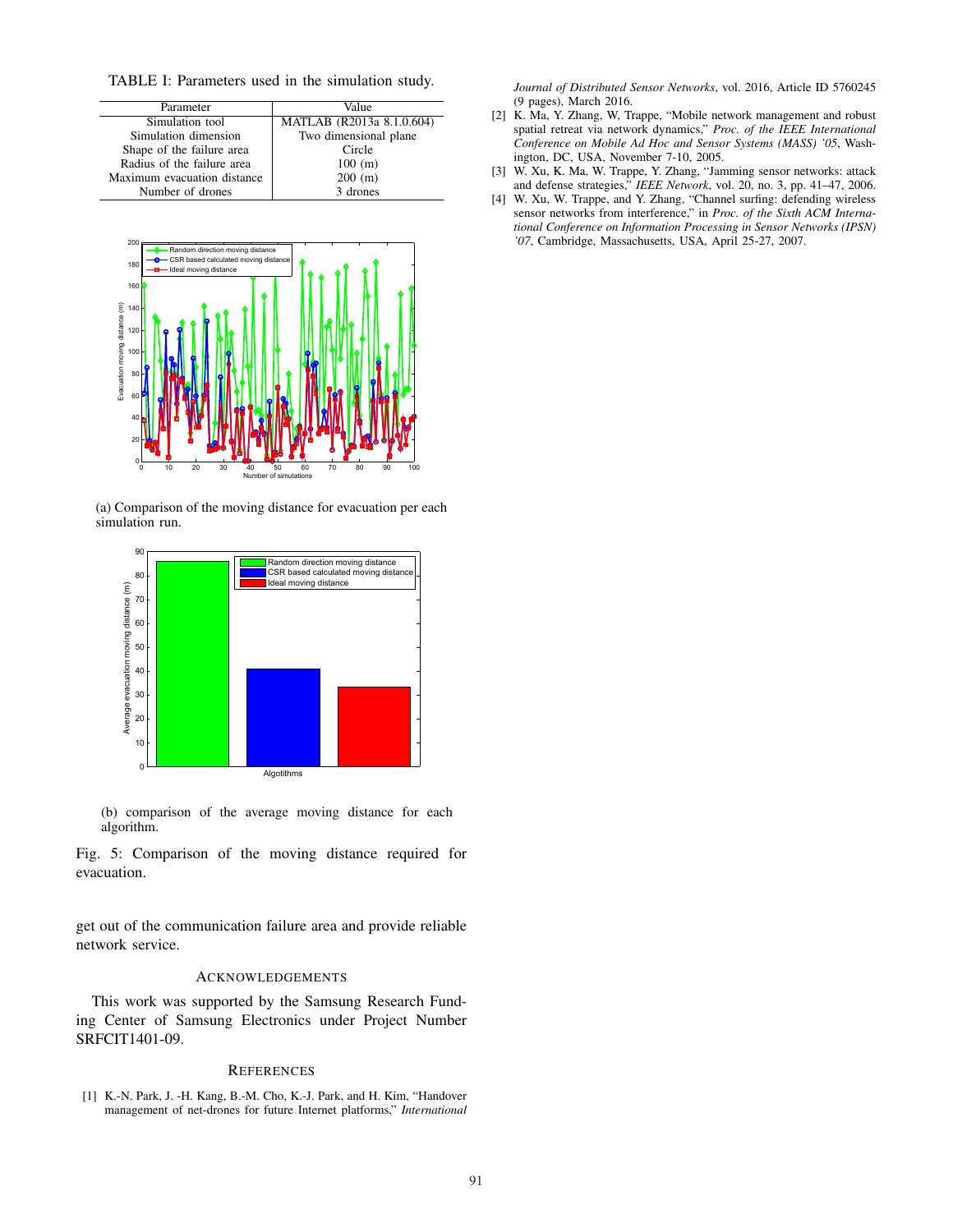TABLE I: Parameters used in the simulation study.

| Parameter | Value |
|---|---|
| Simulation tool | MATLAB (R2013a 8.1.0.604) |
| Simulation dimension | Two dimensional plane |
| Shape of the failure area | Circle |
| Radius of the failure area | 100 (m) |
| Maximum evacuation distance | 200 (m) |
| Number of drones | 3 drones |

Random direction moving distance
CSR based calculated moving distance
Ideal moving distance
Evacuation moving distance (m)
Number of simulations
0 20 40 60 80 100 120 140 160 180 200
0 10 20 30 40 50 60 70 80 90 100

(a) Comparison of the moving distance for evacuation per each simulation run.

Random direction moving distance
CSR based calculated moving distance
Ideal moving distance
Average evacuation moving distance (m)
Algotithms
0 10 20 30 40 50 60 70 80 90

(b) comparison of the average moving distance for each algorithm.

Fig. 5: Comparison of the moving distance required for evacuation.

get out of the communication failure area and provide reliable network service.

## Acknowledgements

This work was supported by the Samsung Research Funding Center of Samsung Electronics under Project Number SRFCIT1401-09.

## References

[1] K.-N. Park, J. -H. Kang, B.-M. Cho, K.-J. Park, and H. Kim, "Handover management of net-drones for future Internet platforms," *International Journal of Distributed Sensor Networks*, vol. 2016, Article ID 5760245 (9 pages), March 2016.

[2] K. Ma, Y. Zhang, W, Trappe, "Mobile network management and robust spatial retreat via network dynamics," *Proc. of the IEEE International Conference on Mobile Ad Hoc and Sensor Systems (MASS) '05*, Washington, DC, USA, November 7-10, 2005.

[3] W. Xu, K. Ma, W. Trappe, Y. Zhang, "Jamming sensor networks: attack and defense strategies," *IEEE Network*, vol. 20, no. 3, pp. 41–47, 2006.

[4] W. Xu, W. Trappe, and Y. Zhang, "Channel surfing: defending wireless sensor networks from interference," in *Proc. of the Sixth ACM International Conference on Information Processing in Sensor Networks (IPSN) '07*, Cambridge, Massachusetts, USA, April 25-27, 2007.